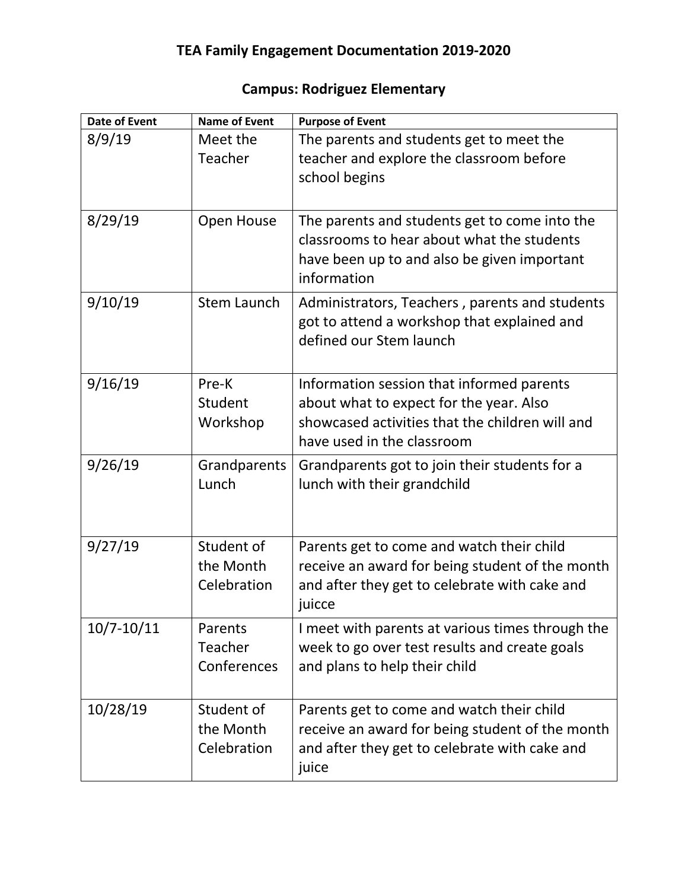# TEA Family Engagement Documentation 2019-2020

## Campus: Rodriguez Elementary

| Date of Event | Name of Event | Purpose of Event |
|---|---|---|
| 8/9/19 | Meet the Teacher | The parents and students get to meet the teacher and explore the classroom before school begins |
| 8/29/19 | Open House | The parents and students get to come into the classrooms to hear about what the students have been up to and also be given important information |
| 9/10/19 | Stem Launch | Administrators, Teachers , parents and students got to attend a workshop that explained and defined our Stem launch |
| 9/16/19 | Pre-K Student Workshop | Information session that informed parents about what to expect for the year. Also showcased activities that the children will and have used in the classroom |
| 9/26/19 | Grandparents Lunch | Grandparents got to join their students for a lunch with their grandchild |
| 9/27/19 | Student of the Month Celebration | Parents get to come and watch their child receive an award for being student of the month and after they get to celebrate with cake and juicce |
| 10/7-10/11 | Parents Teacher Conferences | I meet with parents at various times through the week to go over test results and create goals and plans to help their child |
| 10/28/19 | Student of the Month Celebration | Parents get to come and watch their child receive an award for being student of the month and after they get to celebrate with cake and juice |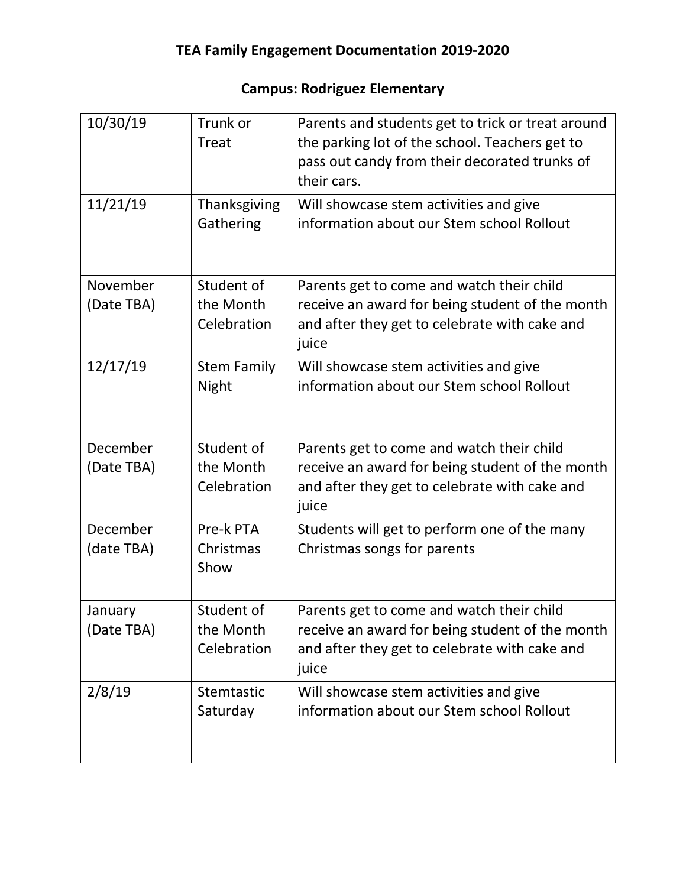**TEA Family Engagement Documentation 2019-2020**

**Campus: Rodriguez Elementary**

| | | |
|---|---|---|
| 10/30/19 | Trunk or Treat | Parents and students get to trick or treat around the parking lot of the school. Teachers get to pass out candy from their decorated trunks of their cars. |
| 11/21/19 | Thanksgiving Gathering | Will showcase stem activities and give information about our Stem school Rollout |
| November (Date TBA) | Student of the Month Celebration | Parents get to come and watch their child receive an award for being student of the month and after they get to celebrate with cake and juice |
| 12/17/19 | Stem Family Night | Will showcase stem activities and give information about our Stem school Rollout |
| December (Date TBA) | Student of the Month Celebration | Parents get to come and watch their child receive an award for being student of the month and after they get to celebrate with cake and juice |
| December (date TBA) | Pre-k PTA Christmas Show | Students will get to perform one of the many Christmas songs for parents |
| January (Date TBA) | Student of the Month Celebration | Parents get to come and watch their child receive an award for being student of the month and after they get to celebrate with cake and juice |
| 2/8/19 | Stemtastic Saturday | Will showcase stem activities and give information about our Stem school Rollout |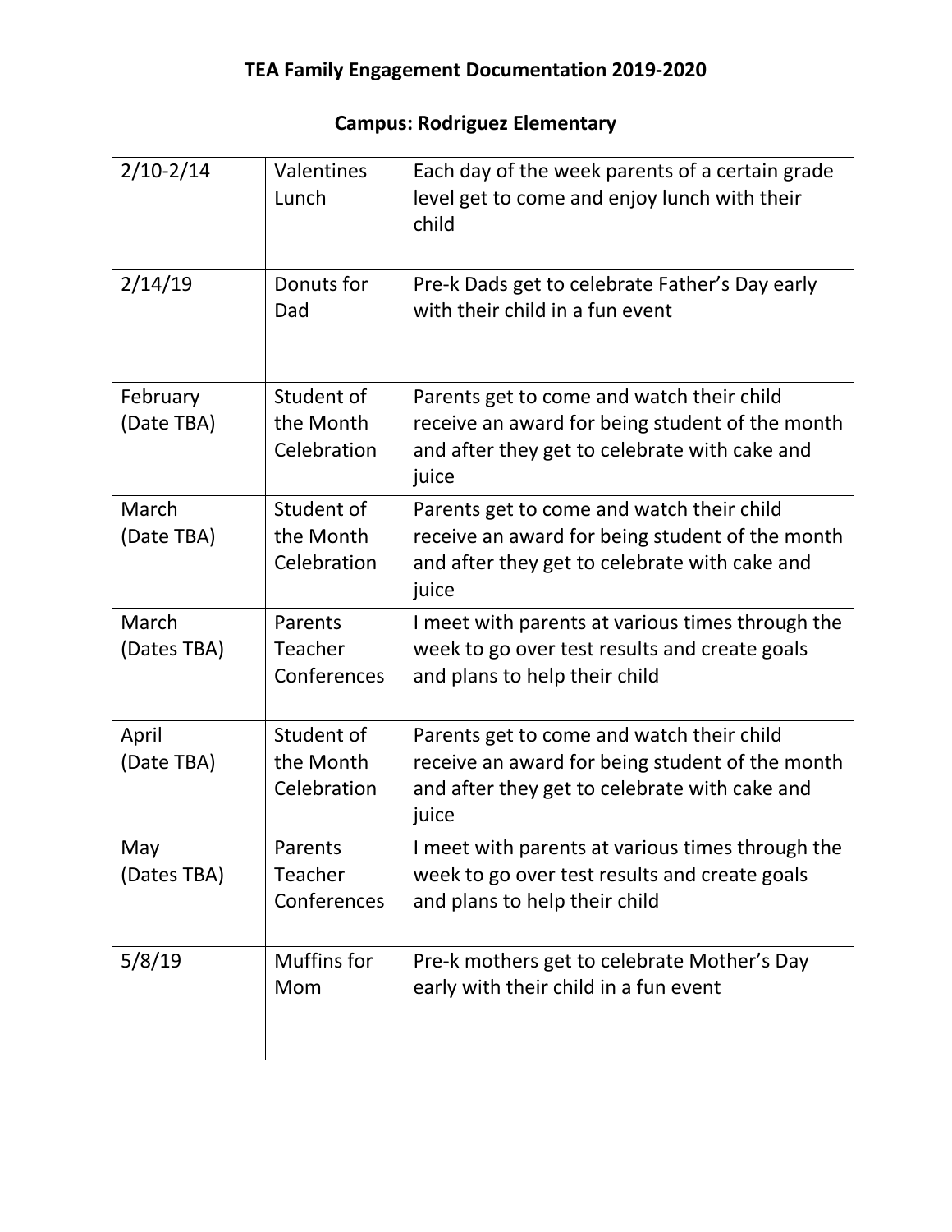**TEA Family Engagement Documentation 2019-2020**

**Campus: Rodriguez Elementary**

| | | |
|---|---|---|
| 2/10-2/14 | Valentines Lunch | Each day of the week parents of a certain grade level get to come and enjoy lunch with their child |
| 2/14/19 | Donuts for Dad | Pre-k Dads get to celebrate Father's Day early with their child in a fun event |
| February (Date TBA) | Student of the Month Celebration | Parents get to come and watch their child receive an award for being student of the month and after they get to celebrate with cake and juice |
| March (Date TBA) | Student of the Month Celebration | Parents get to come and watch their child receive an award for being student of the month and after they get to celebrate with cake and juice |
| March (Dates TBA) | Parents Teacher Conferences | I meet with parents at various times through the week to go over test results and create goals and plans to help their child |
| April (Date TBA) | Student of the Month Celebration | Parents get to come and watch their child receive an award for being student of the month and after they get to celebrate with cake and juice |
| May (Dates TBA) | Parents Teacher Conferences | I meet with parents at various times through the week to go over test results and create goals and plans to help their child |
| 5/8/19 | Muffins for Mom | Pre-k mothers get to celebrate Mother's Day early with their child in a fun event |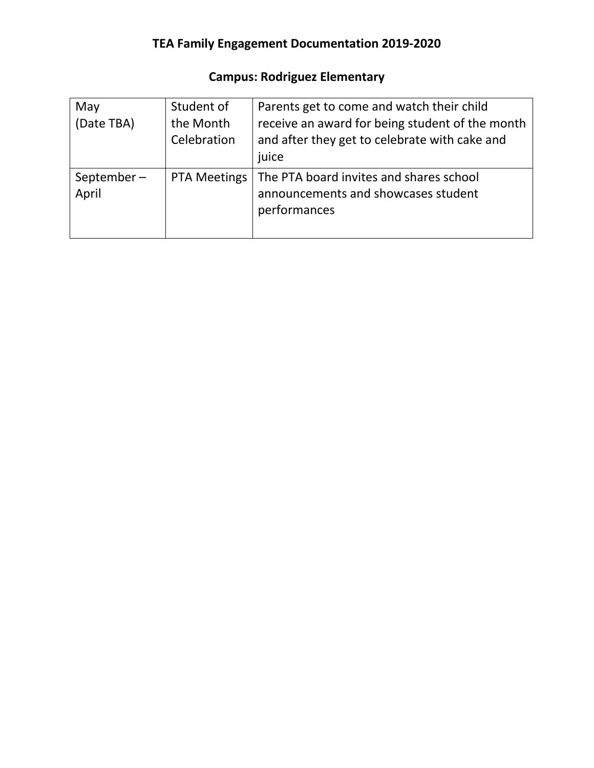# TEA Family Engagement Documentation 2019-2020

## Campus: Rodriguez Elementary

| | | |
|---|---|---|
| May (Date TBA) | Student of the Month Celebration | Parents get to come and watch their child receive an award for being student of the month and after they get to celebrate with cake and juice |
| September – April | PTA Meetings | The PTA board invites and shares school announcements and showcases student performances |